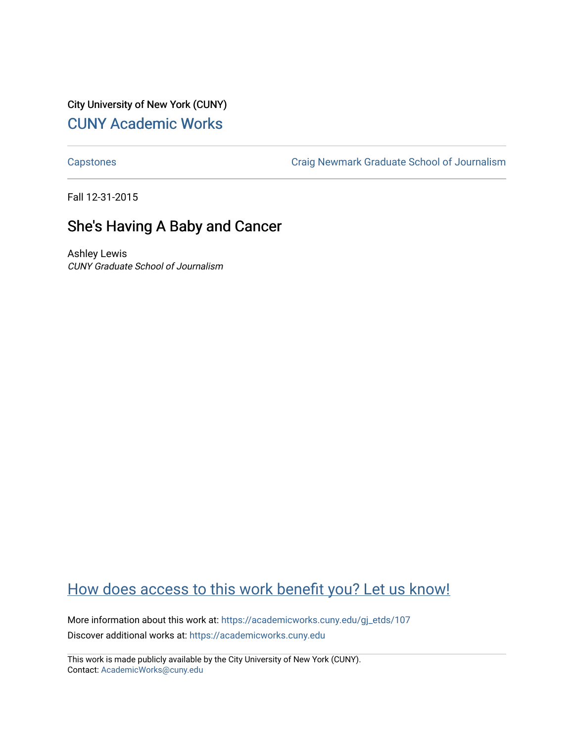City University of New York (CUNY)

## CUNY Academic Works

Capstones

Craig Newmark Graduate School of Journalism

Fall 12-31-2015

# She's Having A Baby and Cancer

Ashley Lewis

*CUNY Graduate School of Journalism*

How does access to this work benefit you? Let us know!

More information about this work at: https://academicworks.cuny.edu/gj_etds/107

Discover additional works at: https://academicworks.cuny.edu

This work is made publicly available by the City University of New York (CUNY).
Contact: AcademicWorks@cuny.edu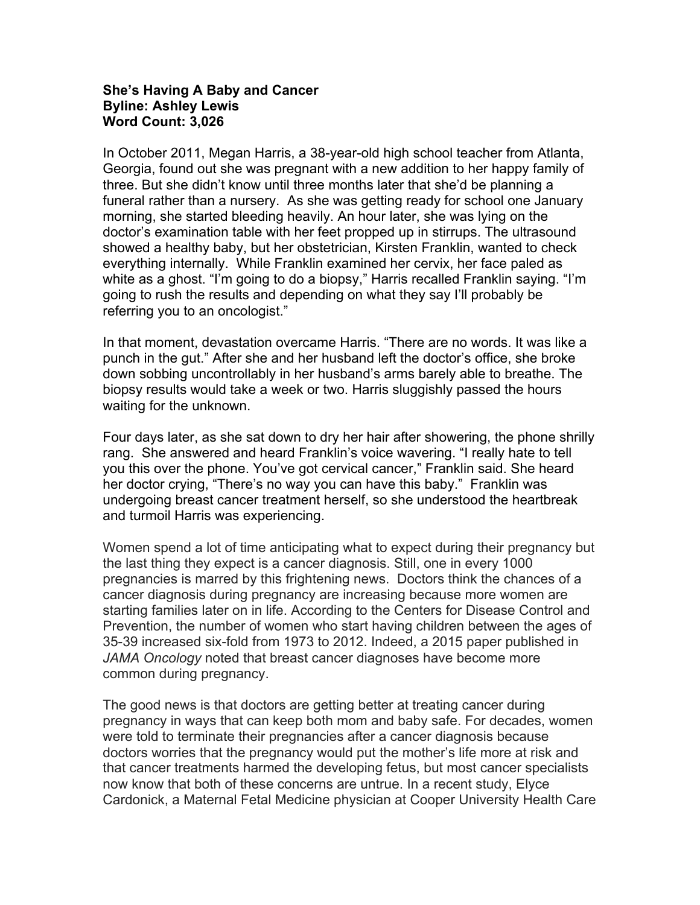**She's Having A Baby and Cancer**
**Byline: Ashley Lewis**
**Word Count: 3,026**

In October 2011, Megan Harris, a 38-year-old high school teacher from Atlanta, Georgia, found out she was pregnant with a new addition to her happy family of three. But she didn't know until three months later that she'd be planning a funeral rather than a nursery. As she was getting ready for school one January morning, she started bleeding heavily. An hour later, she was lying on the doctor's examination table with her feet propped up in stirrups. The ultrasound showed a healthy baby, but her obstetrician, Kirsten Franklin, wanted to check everything internally. While Franklin examined her cervix, her face paled as white as a ghost. "I'm going to do a biopsy," Harris recalled Franklin saying. "I'm going to rush the results and depending on what they say I'll probably be referring you to an oncologist."

In that moment, devastation overcame Harris. "There are no words. It was like a punch in the gut." After she and her husband left the doctor's office, she broke down sobbing uncontrollably in her husband's arms barely able to breathe. The biopsy results would take a week or two. Harris sluggishly passed the hours waiting for the unknown.

Four days later, as she sat down to dry her hair after showering, the phone shrilly rang. She answered and heard Franklin's voice wavering. "I really hate to tell you this over the phone. You've got cervical cancer," Franklin said. She heard her doctor crying, "There's no way you can have this baby." Franklin was undergoing breast cancer treatment herself, so she understood the heartbreak and turmoil Harris was experiencing.

Women spend a lot of time anticipating what to expect during their pregnancy but the last thing they expect is a cancer diagnosis. Still, one in every 1000 pregnancies is marred by this frightening news. Doctors think the chances of a cancer diagnosis during pregnancy are increasing because more women are starting families later on in life. According to the Centers for Disease Control and Prevention, the number of women who start having children between the ages of 35-39 increased six-fold from 1973 to 2012. Indeed, a 2015 paper published in *JAMA Oncology* noted that breast cancer diagnoses have become more common during pregnancy.

The good news is that doctors are getting better at treating cancer during pregnancy in ways that can keep both mom and baby safe. For decades, women were told to terminate their pregnancies after a cancer diagnosis because doctors worries that the pregnancy would put the mother's life more at risk and that cancer treatments harmed the developing fetus, but most cancer specialists now know that both of these concerns are untrue. In a recent study, Elyce Cardonick, a Maternal Fetal Medicine physician at Cooper University Health Care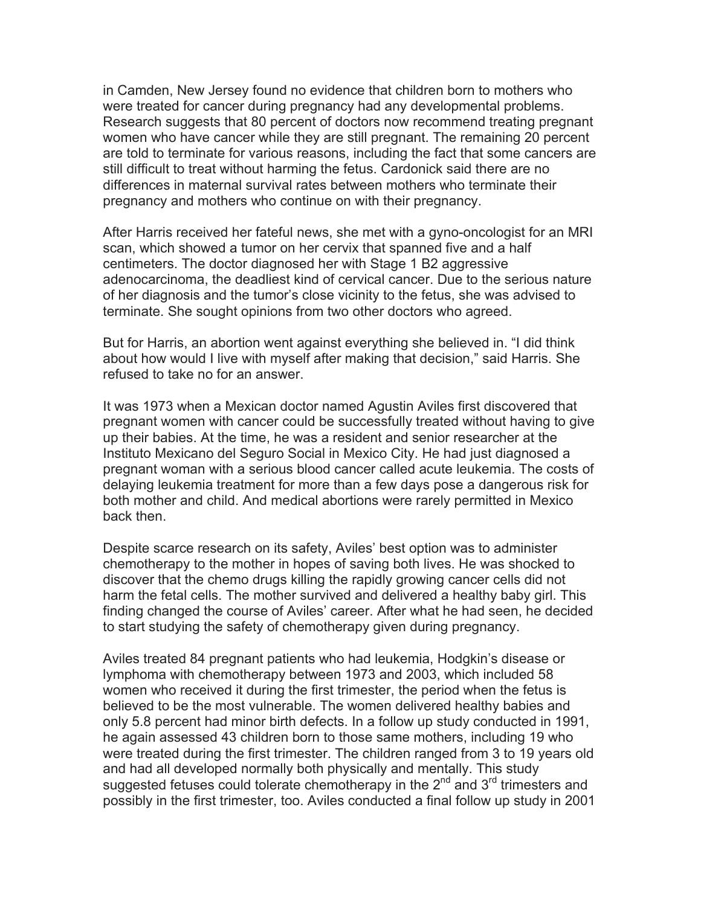in Camden, New Jersey found no evidence that children born to mothers who were treated for cancer during pregnancy had any developmental problems. Research suggests that 80 percent of doctors now recommend treating pregnant women who have cancer while they are still pregnant. The remaining 20 percent are told to terminate for various reasons, including the fact that some cancers are still difficult to treat without harming the fetus. Cardonick said there are no differences in maternal survival rates between mothers who terminate their pregnancy and mothers who continue on with their pregnancy.

After Harris received her fateful news, she met with a gyno-oncologist for an MRI scan, which showed a tumor on her cervix that spanned five and a half centimeters. The doctor diagnosed her with Stage 1 B2 aggressive adenocarcinoma, the deadliest kind of cervical cancer. Due to the serious nature of her diagnosis and the tumor's close vicinity to the fetus, she was advised to terminate. She sought opinions from two other doctors who agreed.

But for Harris, an abortion went against everything she believed in. "I did think about how would I live with myself after making that decision," said Harris. She refused to take no for an answer.

It was 1973 when a Mexican doctor named Agustin Aviles first discovered that pregnant women with cancer could be successfully treated without having to give up their babies. At the time, he was a resident and senior researcher at the Instituto Mexicano del Seguro Social in Mexico City. He had just diagnosed a pregnant woman with a serious blood cancer called acute leukemia. The costs of delaying leukemia treatment for more than a few days pose a dangerous risk for both mother and child. And medical abortions were rarely permitted in Mexico back then.

Despite scarce research on its safety, Aviles' best option was to administer chemotherapy to the mother in hopes of saving both lives. He was shocked to discover that the chemo drugs killing the rapidly growing cancer cells did not harm the fetal cells. The mother survived and delivered a healthy baby girl. This finding changed the course of Aviles' career. After what he had seen, he decided to start studying the safety of chemotherapy given during pregnancy.

Aviles treated 84 pregnant patients who had leukemia, Hodgkin's disease or lymphoma with chemotherapy between 1973 and 2003, which included 58 women who received it during the first trimester, the period when the fetus is believed to be the most vulnerable. The women delivered healthy babies and only 5.8 percent had minor birth defects. In a follow up study conducted in 1991, he again assessed 43 children born to those same mothers, including 19 who were treated during the first trimester. The children ranged from 3 to 19 years old and had all developed normally both physically and mentally. This study suggested fetuses could tolerate chemotherapy in the 2nd and 3rd trimesters and possibly in the first trimester, too. Aviles conducted a final follow up study in 2001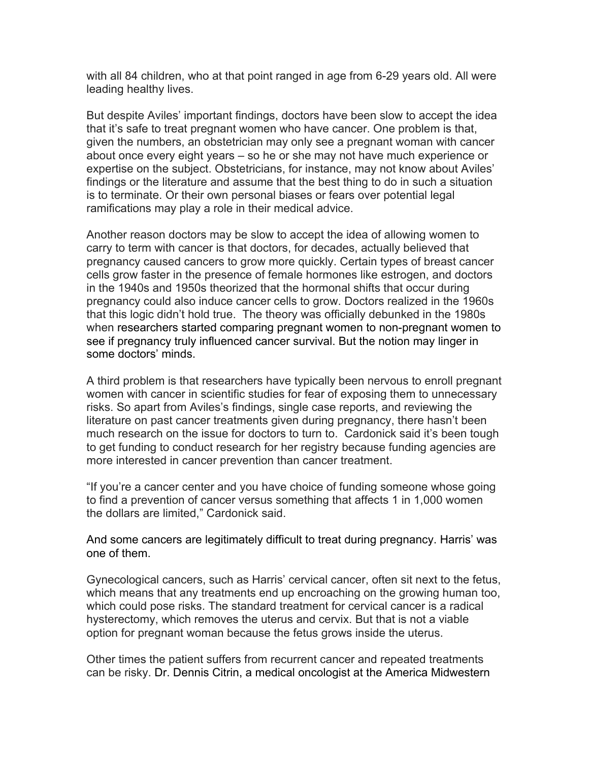with all 84 children, who at that point ranged in age from 6-29 years old. All were leading healthy lives.

But despite Aviles' important findings, doctors have been slow to accept the idea that it's safe to treat pregnant women who have cancer. One problem is that, given the numbers, an obstetrician may only see a pregnant woman with cancer about once every eight years – so he or she may not have much experience or expertise on the subject. Obstetricians, for instance, may not know about Aviles' findings or the literature and assume that the best thing to do in such a situation is to terminate. Or their own personal biases or fears over potential legal ramifications may play a role in their medical advice.

Another reason doctors may be slow to accept the idea of allowing women to carry to term with cancer is that doctors, for decades, actually believed that pregnancy caused cancers to grow more quickly. Certain types of breast cancer cells grow faster in the presence of female hormones like estrogen, and doctors in the 1940s and 1950s theorized that the hormonal shifts that occur during pregnancy could also induce cancer cells to grow. Doctors realized in the 1960s that this logic didn't hold true. The theory was officially debunked in the 1980s when researchers started comparing pregnant women to non-pregnant women to see if pregnancy truly influenced cancer survival. But the notion may linger in some doctors' minds.

A third problem is that researchers have typically been nervous to enroll pregnant women with cancer in scientific studies for fear of exposing them to unnecessary risks. So apart from Aviles's findings, single case reports, and reviewing the literature on past cancer treatments given during pregnancy, there hasn't been much research on the issue for doctors to turn to. Cardonick said it's been tough to get funding to conduct research for her registry because funding agencies are more interested in cancer prevention than cancer treatment.

"If you're a cancer center and you have choice of funding someone whose going to find a prevention of cancer versus something that affects 1 in 1,000 women the dollars are limited," Cardonick said.

And some cancers are legitimately difficult to treat during pregnancy. Harris' was one of them.

Gynecological cancers, such as Harris' cervical cancer, often sit next to the fetus, which means that any treatments end up encroaching on the growing human too, which could pose risks. The standard treatment for cervical cancer is a radical hysterectomy, which removes the uterus and cervix. But that is not a viable option for pregnant woman because the fetus grows inside the uterus.

Other times the patient suffers from recurrent cancer and repeated treatments can be risky. Dr. Dennis Citrin, a medical oncologist at the America Midwestern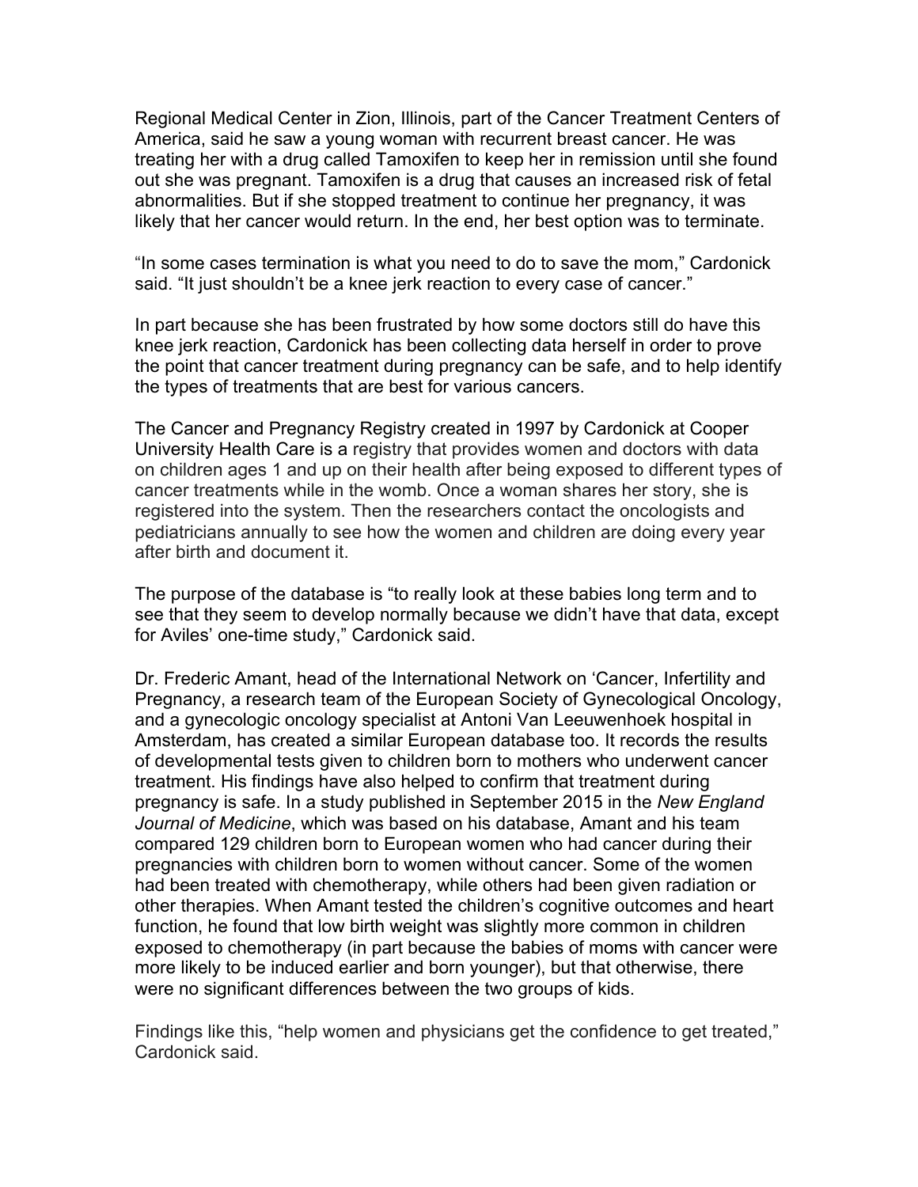Regional Medical Center in Zion, Illinois, part of the Cancer Treatment Centers of America, said he saw a young woman with recurrent breast cancer. He was treating her with a drug called Tamoxifen to keep her in remission until she found out she was pregnant. Tamoxifen is a drug that causes an increased risk of fetal abnormalities. But if she stopped treatment to continue her pregnancy, it was likely that her cancer would return. In the end, her best option was to terminate.

"In some cases termination is what you need to do to save the mom," Cardonick said. "It just shouldn't be a knee jerk reaction to every case of cancer."

In part because she has been frustrated by how some doctors still do have this knee jerk reaction, Cardonick has been collecting data herself in order to prove the point that cancer treatment during pregnancy can be safe, and to help identify the types of treatments that are best for various cancers.

The Cancer and Pregnancy Registry created in 1997 by Cardonick at Cooper University Health Care is a registry that provides women and doctors with data on children ages 1 and up on their health after being exposed to different types of cancer treatments while in the womb. Once a woman shares her story, she is registered into the system. Then the researchers contact the oncologists and pediatricians annually to see how the women and children are doing every year after birth and document it.

The purpose of the database is "to really look at these babies long term and to see that they seem to develop normally because we didn't have that data, except for Aviles' one-time study," Cardonick said.

Dr. Frederic Amant, head of the International Network on 'Cancer, Infertility and Pregnancy, a research team of the European Society of Gynecological Oncology, and a gynecologic oncology specialist at Antoni Van Leeuwenhoek hospital in Amsterdam, has created a similar European database too. It records the results of developmental tests given to children born to mothers who underwent cancer treatment. His findings have also helped to confirm that treatment during pregnancy is safe. In a study published in September 2015 in the *New England Journal of Medicine*, which was based on his database, Amant and his team compared 129 children born to European women who had cancer during their pregnancies with children born to women without cancer. Some of the women had been treated with chemotherapy, while others had been given radiation or other therapies. When Amant tested the children's cognitive outcomes and heart function, he found that low birth weight was slightly more common in children exposed to chemotherapy (in part because the babies of moms with cancer were more likely to be induced earlier and born younger), but that otherwise, there were no significant differences between the two groups of kids.

Findings like this, "help women and physicians get the confidence to get treated," Cardonick said.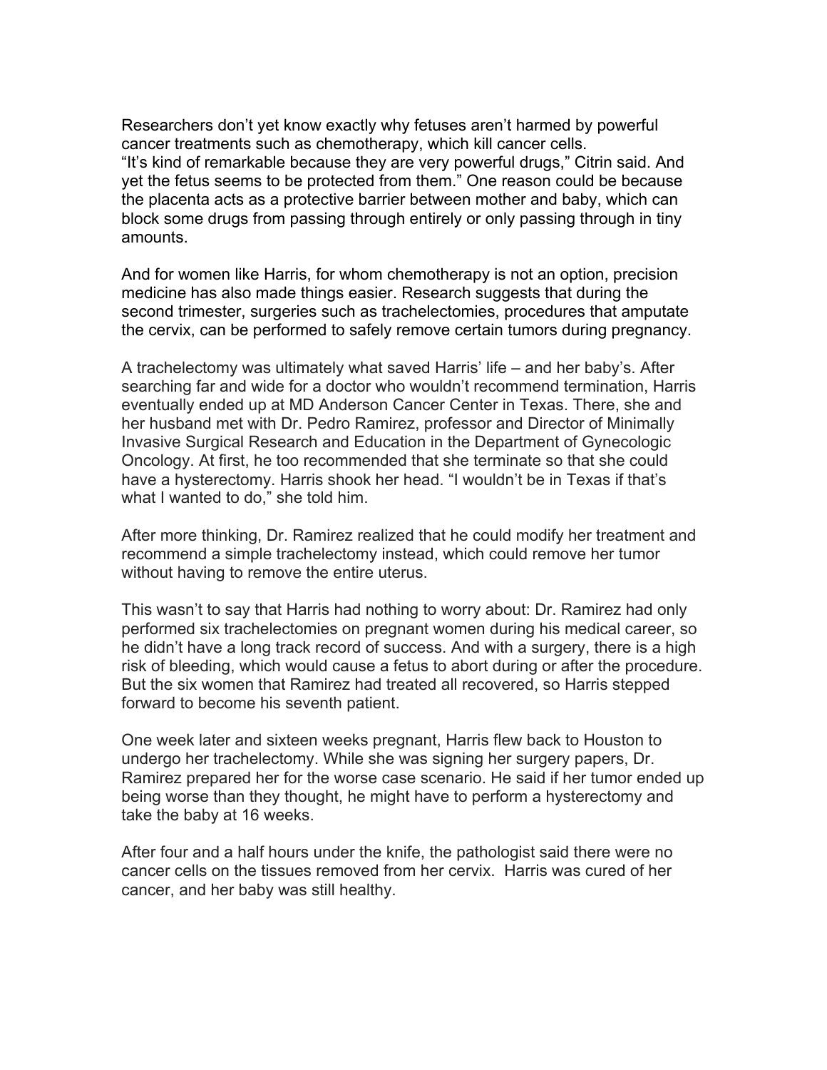Researchers don’t yet know exactly why fetuses aren’t harmed by powerful cancer treatments such as chemotherapy, which kill cancer cells.
“It’s kind of remarkable because they are very powerful drugs,” Citrin said. And yet the fetus seems to be protected from them.” One reason could be because the placenta acts as a protective barrier between mother and baby, which can block some drugs from passing through entirely or only passing through in tiny amounts.

And for women like Harris, for whom chemotherapy is not an option, precision medicine has also made things easier. Research suggests that during the second trimester, surgeries such as trachelectomies, procedures that amputate the cervix, can be performed to safely remove certain tumors during pregnancy.

A trachelectomy was ultimately what saved Harris’ life – and her baby’s. After searching far and wide for a doctor who wouldn’t recommend termination, Harris eventually ended up at MD Anderson Cancer Center in Texas. There, she and her husband met with Dr. Pedro Ramirez, professor and Director of Minimally Invasive Surgical Research and Education in the Department of Gynecologic Oncology. At first, he too recommended that she terminate so that she could have a hysterectomy. Harris shook her head. “I wouldn’t be in Texas if that’s what I wanted to do,” she told him.

After more thinking, Dr. Ramirez realized that he could modify her treatment and recommend a simple trachelectomy instead, which could remove her tumor without having to remove the entire uterus.

This wasn’t to say that Harris had nothing to worry about: Dr. Ramirez had only performed six trachelectomies on pregnant women during his medical career, so he didn’t have a long track record of success. And with a surgery, there is a high risk of bleeding, which would cause a fetus to abort during or after the procedure. But the six women that Ramirez had treated all recovered, so Harris stepped forward to become his seventh patient.

One week later and sixteen weeks pregnant, Harris flew back to Houston to undergo her trachelectomy. While she was signing her surgery papers, Dr. Ramirez prepared her for the worse case scenario. He said if her tumor ended up being worse than they thought, he might have to perform a hysterectomy and take the baby at 16 weeks.

After four and a half hours under the knife, the pathologist said there were no cancer cells on the tissues removed from her cervix. Harris was cured of her cancer, and her baby was still healthy.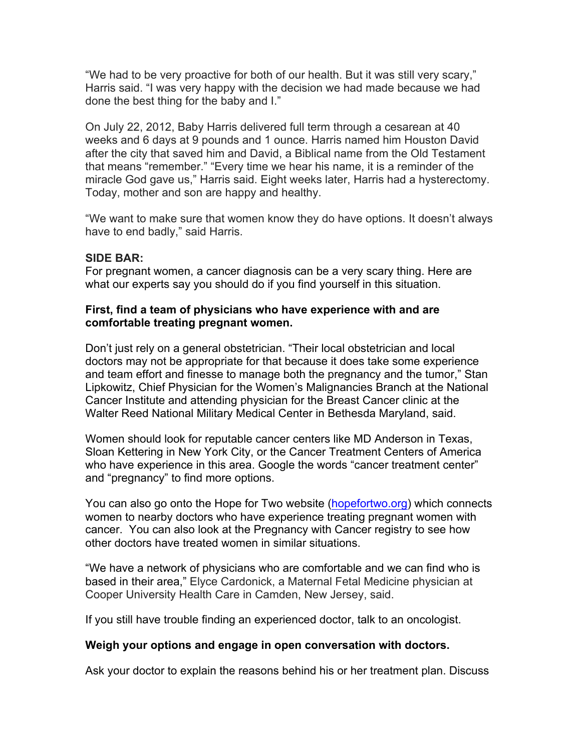"We had to be very proactive for both of our health. But it was still very scary," Harris said. "I was very happy with the decision we had made because we had done the best thing for the baby and I."

On July 22, 2012, Baby Harris delivered full term through a cesarean at 40 weeks and 6 days at 9 pounds and 1 ounce. Harris named him Houston David after the city that saved him and David, a Biblical name from the Old Testament that means "remember." "Every time we hear his name, it is a reminder of the miracle God gave us," Harris said. Eight weeks later, Harris had a hysterectomy. Today, mother and son are happy and healthy.

"We want to make sure that women know they do have options. It doesn't always have to end badly," said Harris.

**SIDE BAR:**
For pregnant women, a cancer diagnosis can be a very scary thing. Here are what our experts say you should do if you find yourself in this situation.

**First, find a team of physicians who have experience with and are comfortable treating pregnant women.**

Don't just rely on a general obstetrician. "Their local obstetrician and local doctors may not be appropriate for that because it does take some experience and team effort and finesse to manage both the pregnancy and the tumor," Stan Lipkowitz, Chief Physician for the Women's Malignancies Branch at the National Cancer Institute and attending physician for the Breast Cancer clinic at the Walter Reed National Military Medical Center in Bethesda Maryland, said.

Women should look for reputable cancer centers like MD Anderson in Texas, Sloan Kettering in New York City, or the Cancer Treatment Centers of America who have experience in this area. Google the words "cancer treatment center" and "pregnancy" to find more options.

You can also go onto the Hope for Two website (hopefortwo.org) which connects women to nearby doctors who have experience treating pregnant women with cancer. You can also look at the Pregnancy with Cancer registry to see how other doctors have treated women in similar situations.

"We have a network of physicians who are comfortable and we can find who is based in their area," Elyce Cardonick, a Maternal Fetal Medicine physician at Cooper University Health Care in Camden, New Jersey, said.

If you still have trouble finding an experienced doctor, talk to an oncologist.

**Weigh your options and engage in open conversation with doctors.**

Ask your doctor to explain the reasons behind his or her treatment plan. Discuss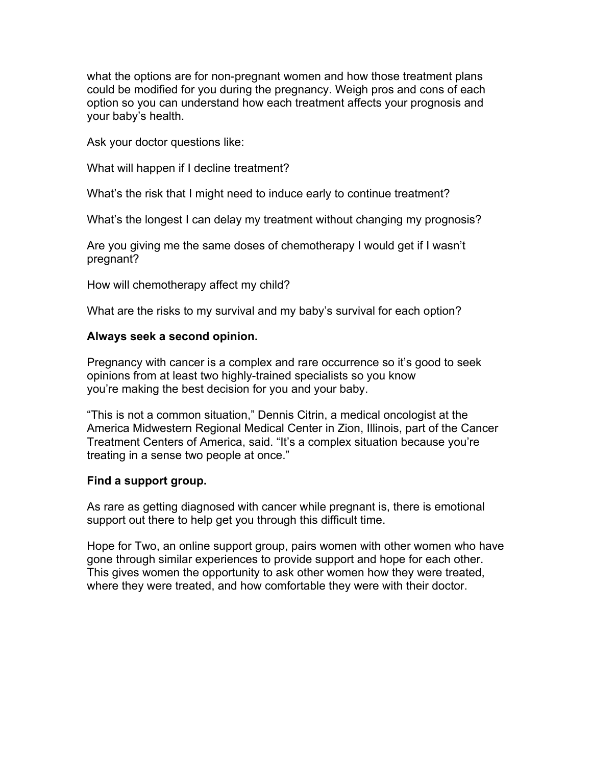what the options are for non-pregnant women and how those treatment plans could be modified for you during the pregnancy. Weigh pros and cons of each option so you can understand how each treatment affects your prognosis and your baby's health.

Ask your doctor questions like:

What will happen if I decline treatment?

What's the risk that I might need to induce early to continue treatment?

What's the longest I can delay my treatment without changing my prognosis?

Are you giving me the same doses of chemotherapy I would get if I wasn't pregnant?

How will chemotherapy affect my child?

What are the risks to my survival and my baby's survival for each option?

**Always seek a second opinion.**

Pregnancy with cancer is a complex and rare occurrence so it's good to seek opinions from at least two highly-trained specialists so you know you're making the best decision for you and your baby.

"This is not a common situation," Dennis Citrin, a medical oncologist at the America Midwestern Regional Medical Center in Zion, Illinois, part of the Cancer Treatment Centers of America, said. "It's a complex situation because you're treating in a sense two people at once."

**Find a support group.**

As rare as getting diagnosed with cancer while pregnant is, there is emotional support out there to help get you through this difficult time.

Hope for Two, an online support group, pairs women with other women who have gone through similar experiences to provide support and hope for each other. This gives women the opportunity to ask other women how they were treated, where they were treated, and how comfortable they were with their doctor.